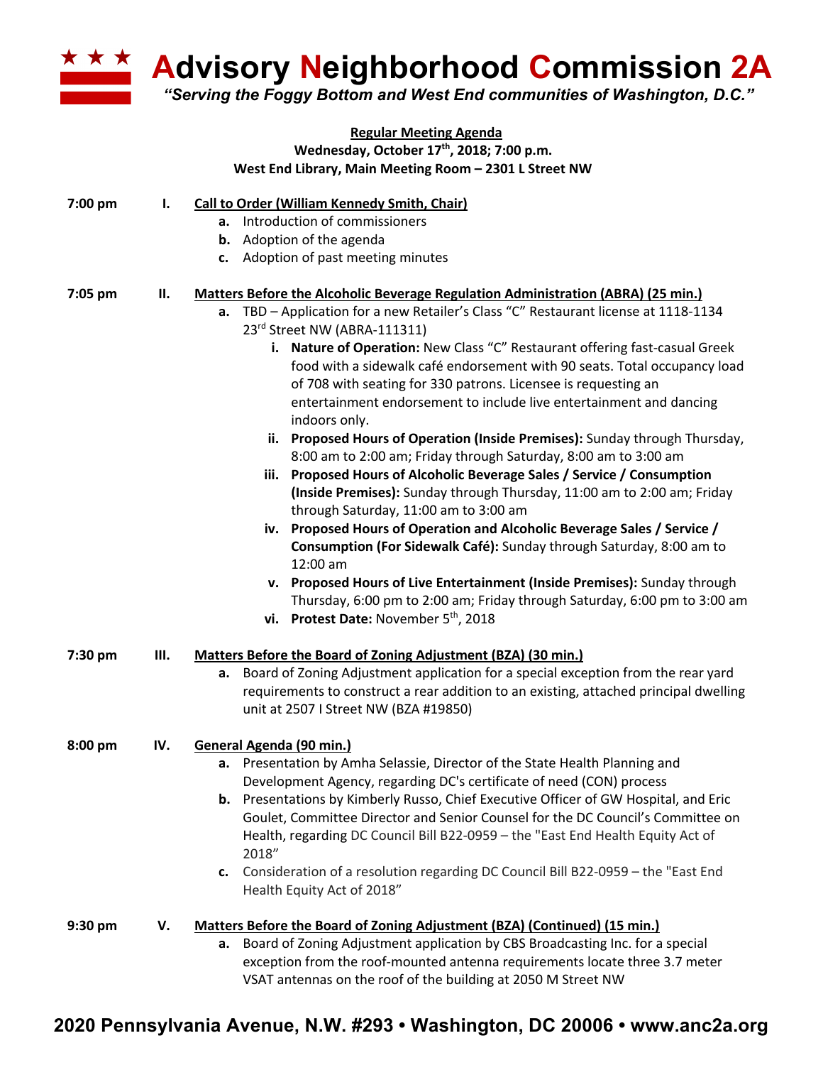# ★ ★ ★ Advisory Neighborhood Commission 2A

*"Serving the Foggy Bottom and West End communities of Washington, D.C."*

**Regular Meeting Agenda**
**Wednesday, October 17th, 2018; 7:00 p.m.**
**West End Library, Main Meeting Room – 2301 L Street NW**

**7:00 pm — I. Call to Order (William Kennedy Smith, Chair)**

- **a.** Introduction of commissioners
- **b.** Adoption of the agenda
- **c.** Adoption of past meeting minutes

**7:05 pm — II. Matters Before the Alcoholic Beverage Regulation Administration (ABRA) (25 min.)**

- **a.** TBD – Application for a new Retailer's Class "C" Restaurant license at 1118-1134 23rd Street NW (ABRA-111311)
  - **i. Nature of Operation:** New Class "C" Restaurant offering fast-casual Greek food with a sidewalk café endorsement with 90 seats. Total occupancy load of 708 with seating for 330 patrons. Licensee is requesting an entertainment endorsement to include live entertainment and dancing indoors only.
  - **ii. Proposed Hours of Operation (Inside Premises):** Sunday through Thursday, 8:00 am to 2:00 am; Friday through Saturday, 8:00 am to 3:00 am
  - **iii. Proposed Hours of Alcoholic Beverage Sales / Service / Consumption (Inside Premises):** Sunday through Thursday, 11:00 am to 2:00 am; Friday through Saturday, 11:00 am to 3:00 am
  - **iv. Proposed Hours of Operation and Alcoholic Beverage Sales / Service / Consumption (For Sidewalk Café):** Sunday through Saturday, 8:00 am to 12:00 am
  - **v. Proposed Hours of Live Entertainment (Inside Premises):** Sunday through Thursday, 6:00 pm to 2:00 am; Friday through Saturday, 6:00 pm to 3:00 am
  - **vi. Protest Date:** November 5th, 2018

**7:30 pm — III. Matters Before the Board of Zoning Adjustment (BZA) (30 min.)**

- **a.** Board of Zoning Adjustment application for a special exception from the rear yard requirements to construct a rear addition to an existing, attached principal dwelling unit at 2507 I Street NW (BZA #19850)

**8:00 pm — IV. General Agenda (90 min.)**

- **a.** Presentation by Amha Selassie, Director of the State Health Planning and Development Agency, regarding DC's certificate of need (CON) process
- **b.** Presentations by Kimberly Russo, Chief Executive Officer of GW Hospital, and Eric Goulet, Committee Director and Senior Counsel for the DC Council's Committee on Health, regarding DC Council Bill B22-0959 – the "East End Health Equity Act of 2018"
- **c.** Consideration of a resolution regarding DC Council Bill B22-0959 – the "East End Health Equity Act of 2018"

**9:30 pm — V. Matters Before the Board of Zoning Adjustment (BZA) (Continued) (15 min.)**

- **a.** Board of Zoning Adjustment application by CBS Broadcasting Inc. for a special exception from the roof-mounted antenna requirements locate three 3.7 meter VSAT antennas on the roof of the building at 2050 M Street NW

**2020 Pennsylvania Avenue, N.W. #293 • Washington, DC 20006 • www.anc2a.org**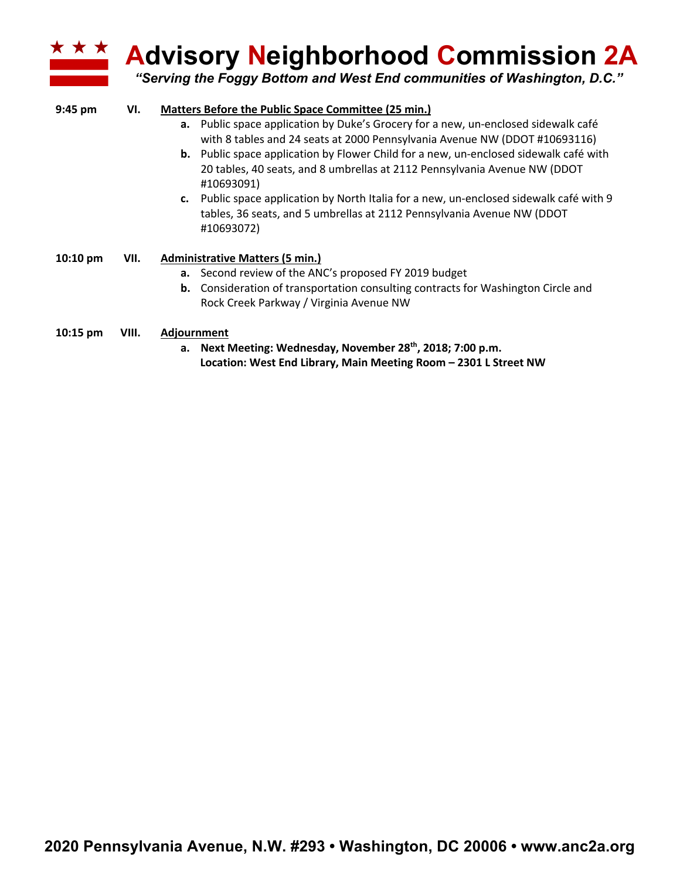# Advisory Neighborhood Commission 2A

*"Serving the Foggy Bottom and West End communities of Washington, D.C."*

**9:45 pm** **VI. Matters Before the Public Space Committee (25 min.)**

- **a.** Public space application by Duke's Grocery for a new, un-enclosed sidewalk café with 8 tables and 24 seats at 2000 Pennsylvania Avenue NW (DDOT #10693116)
- **b.** Public space application by Flower Child for a new, un-enclosed sidewalk café with 20 tables, 40 seats, and 8 umbrellas at 2112 Pennsylvania Avenue NW (DDOT #10693091)
- **c.** Public space application by North Italia for a new, un-enclosed sidewalk café with 9 tables, 36 seats, and 5 umbrellas at 2112 Pennsylvania Avenue NW (DDOT #10693072)

**10:10 pm** **VII. Administrative Matters (5 min.)**

- **a.** Second review of the ANC's proposed FY 2019 budget
- **b.** Consideration of transportation consulting contracts for Washington Circle and Rock Creek Parkway / Virginia Avenue NW

**10:15 pm** **VIII. Adjournment**

- **a. Next Meeting: Wednesday, November 28th, 2018; 7:00 p.m.**
  **Location: West End Library, Main Meeting Room – 2301 L Street NW**

**2020 Pennsylvania Avenue, N.W. #293 • Washington, DC 20006 • www.anc2a.org**